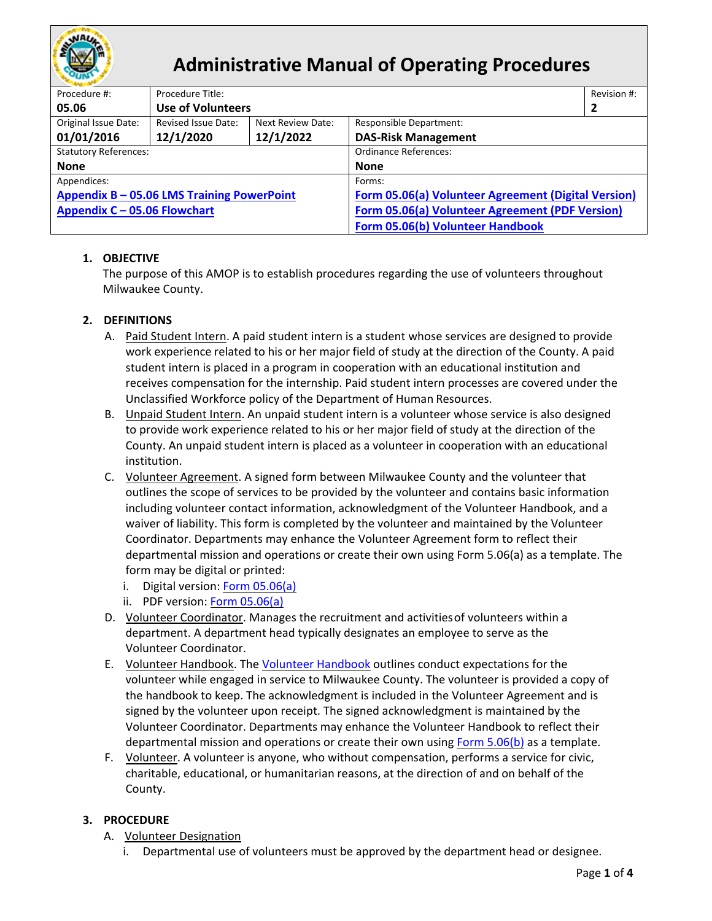# Administrative Manual of Operating Procedures

| Procedure #: **05.06** | Procedure Title: **Use of Volunteers** | | | Revision #: **2** |
|---|---|---|---|---|
| Original Issue Date: **01/01/2016** | Revised Issue Date: **12/1/2020** | Next Review Date: **12/1/2022** | Responsible Department: **DAS-Risk Management** | |
| Statutory References: **None** | | | Ordinance References: **None** | |
| Appendices: **Appendix B – 05.06 LMS Training PowerPoint** **Appendix C – 05.06 Flowchart** | | | Forms: **Form 05.06(a) Volunteer Agreement (Digital Version)** **Form 05.06(a) Volunteer Agreement (PDF Version)** **Form 05.06(b) Volunteer Handbook** | |

1. **OBJECTIVE**
   The purpose of this AMOP is to establish procedures regarding the use of volunteers throughout Milwaukee County.

2. **DEFINITIONS**
   A. Paid Student Intern. A paid student intern is a student whose services are designed to provide work experience related to his or her major field of study at the direction of the County. A paid student intern is placed in a program in cooperation with an educational institution and receives compensation for the internship. Paid student intern processes are covered under the Unclassified Workforce policy of the Department of Human Resources.
   B. Unpaid Student Intern. An unpaid student intern is a volunteer whose service is also designed to provide work experience related to his or her major field of study at the direction of the County. An unpaid student intern is placed as a volunteer in cooperation with an educational institution.
   C. Volunteer Agreement. A signed form between Milwaukee County and the volunteer that outlines the scope of services to be provided by the volunteer and contains basic information including volunteer contact information, acknowledgment of the Volunteer Handbook, and a waiver of liability. This form is completed by the volunteer and maintained by the Volunteer Coordinator. Departments may enhance the Volunteer Agreement form to reflect their departmental mission and operations or create their own using Form 5.06(a) as a template. The form may be digital or printed:
      i. Digital version: Form 05.06(a)
      ii. PDF version: Form 05.06(a)
   D. Volunteer Coordinator. Manages the recruitment and activities of volunteers within a department. A department head typically designates an employee to serve as the Volunteer Coordinator.
   E. Volunteer Handbook. The Volunteer Handbook outlines conduct expectations for the volunteer while engaged in service to Milwaukee County. The volunteer is provided a copy of the handbook to keep. The acknowledgment is included in the Volunteer Agreement and is signed by the volunteer upon receipt. The signed acknowledgment is maintained by the Volunteer Coordinator. Departments may enhance the Volunteer Handbook to reflect their departmental mission and operations or create their own using Form 5.06(b) as a template.
   F. Volunteer. A volunteer is anyone, who without compensation, performs a service for civic, charitable, educational, or humanitarian reasons, at the direction of and on behalf of the County.

3. **PROCEDURE**
   A. Volunteer Designation
      i. Departmental use of volunteers must be approved by the department head or designee.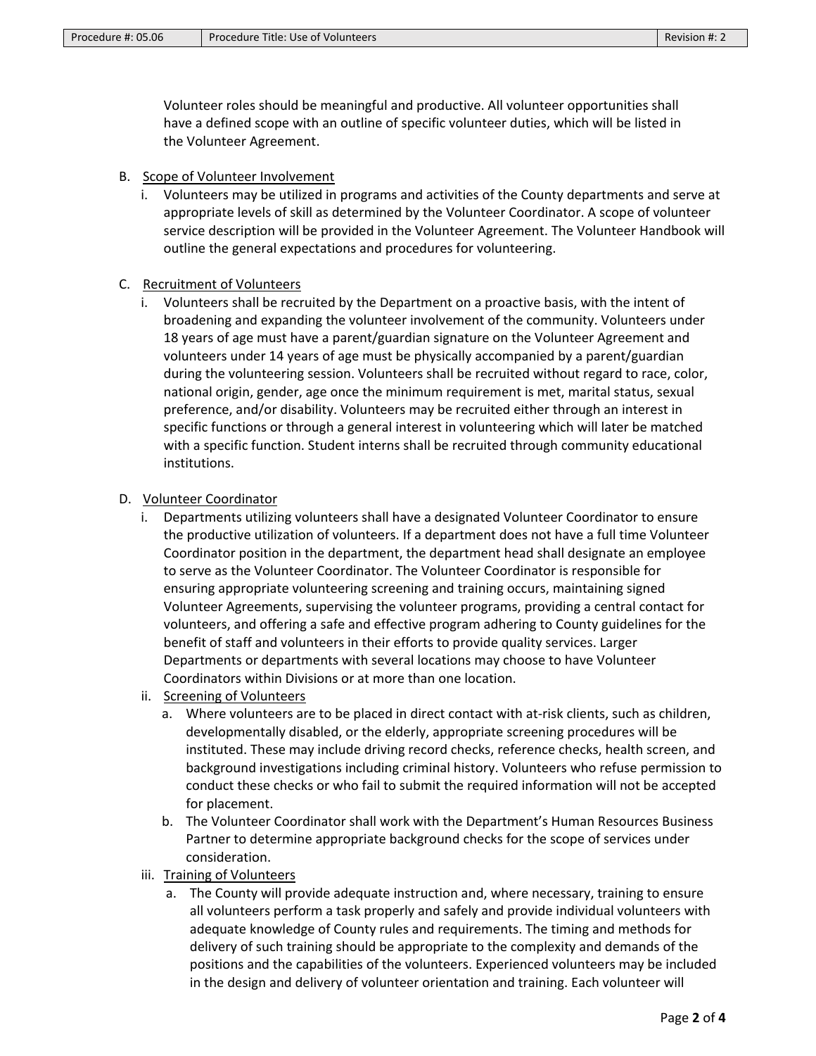Volunteer roles should be meaningful and productive. All volunteer opportunities shall have a defined scope with an outline of specific volunteer duties, which will be listed in the Volunteer Agreement.

B. <u>Scope of Volunteer Involvement</u>

   i. Volunteers may be utilized in programs and activities of the County departments and serve at appropriate levels of skill as determined by the Volunteer Coordinator. A scope of volunteer service description will be provided in the Volunteer Agreement. The Volunteer Handbook will outline the general expectations and procedures for volunteering.

C. <u>Recruitment of Volunteers</u>

   i. Volunteers shall be recruited by the Department on a proactive basis, with the intent of broadening and expanding the volunteer involvement of the community. Volunteers under 18 years of age must have a parent/guardian signature on the Volunteer Agreement and volunteers under 14 years of age must be physically accompanied by a parent/guardian during the volunteering session. Volunteers shall be recruited without regard to race, color, national origin, gender, age once the minimum requirement is met, marital status, sexual preference, and/or disability. Volunteers may be recruited either through an interest in specific functions or through a general interest in volunteering which will later be matched with a specific function. Student interns shall be recruited through community educational institutions.

D. <u>Volunteer Coordinator</u>

   i. Departments utilizing volunteers shall have a designated Volunteer Coordinator to ensure the productive utilization of volunteers. If a department does not have a full time Volunteer Coordinator position in the department, the department head shall designate an employee to serve as the Volunteer Coordinator. The Volunteer Coordinator is responsible for ensuring appropriate volunteering screening and training occurs, maintaining signed Volunteer Agreements, supervising the volunteer programs, providing a central contact for volunteers, and offering a safe and effective program adhering to County guidelines for the benefit of staff and volunteers in their efforts to provide quality services. Larger Departments or departments with several locations may choose to have Volunteer Coordinators within Divisions or at more than one location.

   ii. <u>Screening of Volunteers</u>

      a. Where volunteers are to be placed in direct contact with at-risk clients, such as children, developmentally disabled, or the elderly, appropriate screening procedures will be instituted. These may include driving record checks, reference checks, health screen, and background investigations including criminal history. Volunteers who refuse permission to conduct these checks or who fail to submit the required information will not be accepted for placement.

      b. The Volunteer Coordinator shall work with the Department's Human Resources Business Partner to determine appropriate background checks for the scope of services under consideration.

   iii. <u>Training of Volunteers</u>

      a. The County will provide adequate instruction and, where necessary, training to ensure all volunteers perform a task properly and safely and provide individual volunteers with adequate knowledge of County rules and requirements. The timing and methods for delivery of such training should be appropriate to the complexity and demands of the positions and the capabilities of the volunteers. Experienced volunteers may be included in the design and delivery of volunteer orientation and training. Each volunteer will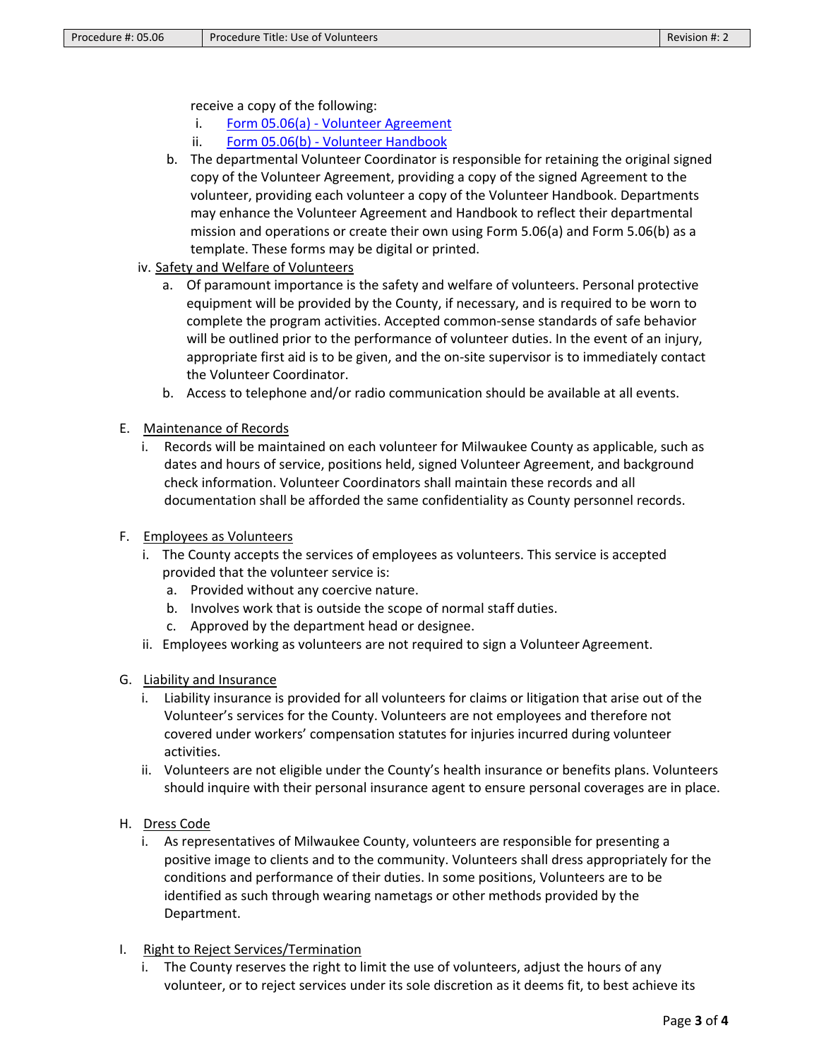receive a copy of the following:

   i. [Form 05.06(a) - Volunteer Agreement]
   ii. [Form 05.06(b) - Volunteer Handbook]

b. The departmental Volunteer Coordinator is responsible for retaining the original signed copy of the Volunteer Agreement, providing a copy of the signed Agreement to the volunteer, providing each volunteer a copy of the Volunteer Handbook. Departments may enhance the Volunteer Agreement and Handbook to reflect their departmental mission and operations or create their own using Form 5.06(a) and Form 5.06(b) as a template. These forms may be digital or printed.

iv. <u>Safety and Welfare of Volunteers</u>

   a. Of paramount importance is the safety and welfare of volunteers. Personal protective equipment will be provided by the County, if necessary, and is required to be worn to complete the program activities. Accepted common-sense standards of safe behavior will be outlined prior to the performance of volunteer duties. In the event of an injury, appropriate first aid is to be given, and the on-site supervisor is to immediately contact the Volunteer Coordinator.
   b. Access to telephone and/or radio communication should be available at all events.

E. <u>Maintenance of Records</u>

   i. Records will be maintained on each volunteer for Milwaukee County as applicable, such as dates and hours of service, positions held, signed Volunteer Agreement, and background check information. Volunteer Coordinators shall maintain these records and all documentation shall be afforded the same confidentiality as County personnel records.

F. <u>Employees as Volunteers</u>

   i. The County accepts the services of employees as volunteers. This service is accepted provided that the volunteer service is:
      a. Provided without any coercive nature.
      b. Involves work that is outside the scope of normal staff duties.
      c. Approved by the department head or designee.
   ii. Employees working as volunteers are not required to sign a Volunteer Agreement.

G. <u>Liability and Insurance</u>

   i. Liability insurance is provided for all volunteers for claims or litigation that arise out of the Volunteer's services for the County. Volunteers are not employees and therefore not covered under workers' compensation statutes for injuries incurred during volunteer activities.
   ii. Volunteers are not eligible under the County's health insurance or benefits plans. Volunteers should inquire with their personal insurance agent to ensure personal coverages are in place.

H. <u>Dress Code</u>

   i. As representatives of Milwaukee County, volunteers are responsible for presenting a positive image to clients and to the community. Volunteers shall dress appropriately for the conditions and performance of their duties. In some positions, Volunteers are to be identified as such through wearing nametags or other methods provided by the Department.

I. <u>Right to Reject Services/Termination</u>

   i. The County reserves the right to limit the use of volunteers, adjust the hours of any volunteer, or to reject services under its sole discretion as it deems fit, to best achieve its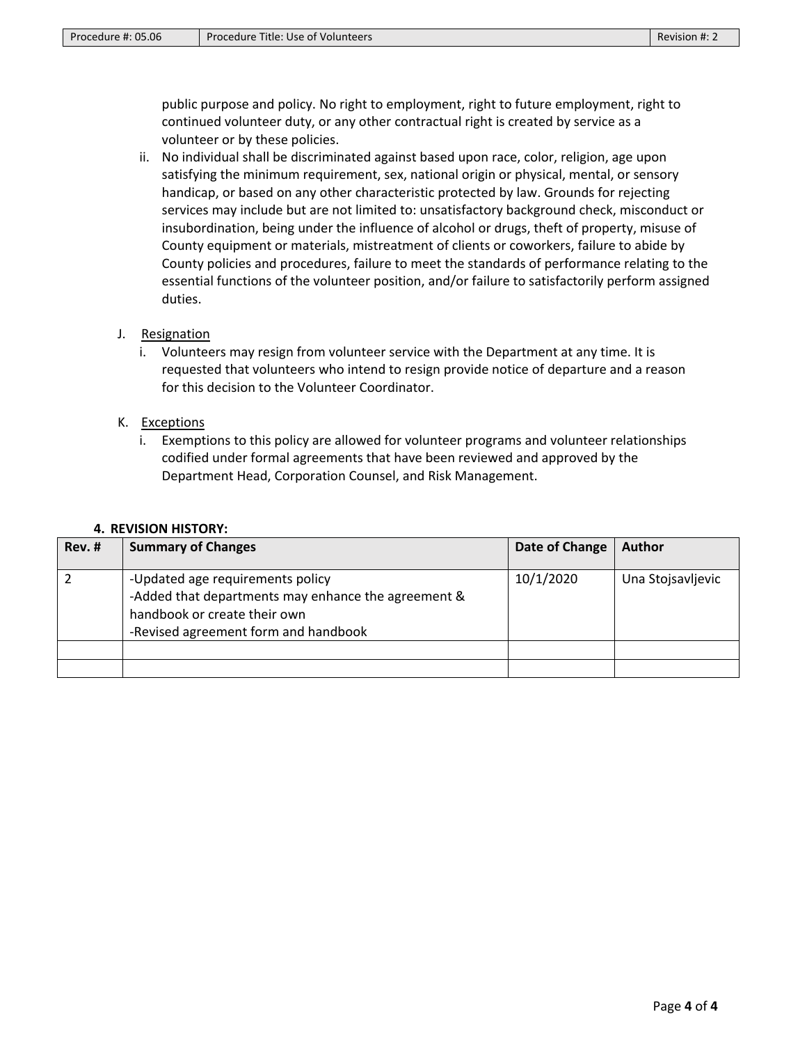public purpose and policy. No right to employment, right to future employment, right to continued volunteer duty, or any other contractual right is created by service as a volunteer or by these policies.

ii. No individual shall be discriminated against based upon race, color, religion, age upon satisfying the minimum requirement, sex, national origin or physical, mental, or sensory handicap, or based on any other characteristic protected by law. Grounds for rejecting services may include but are not limited to: unsatisfactory background check, misconduct or insubordination, being under the influence of alcohol or drugs, theft of property, misuse of County equipment or materials, mistreatment of clients or coworkers, failure to abide by County policies and procedures, failure to meet the standards of performance relating to the essential functions of the volunteer position, and/or failure to satisfactorily perform assigned duties.

J. Resignation

i. Volunteers may resign from volunteer service with the Department at any time. It is requested that volunteers who intend to resign provide notice of departure and a reason for this decision to the Volunteer Coordinator.

K. Exceptions

i. Exemptions to this policy are allowed for volunteer programs and volunteer relationships codified under formal agreements that have been reviewed and approved by the Department Head, Corporation Counsel, and Risk Management.

**4. REVISION HISTORY:**

| Rev. # | Summary of Changes | Date of Change | Author |
|---|---|---|---|
| 2 | -Updated age requirements policy<br>-Added that departments may enhance the agreement & handbook or create their own<br>-Revised agreement form and handbook | 10/1/2020 | Una Stojsavljevic |
| | | | |
| | | | |